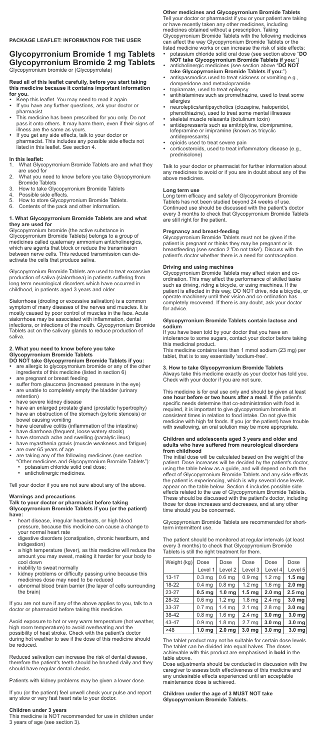**PACKAGE LEAFLET: INFORMATION FOR THE USER**

# Glycopyrronium Bromide 1 mg Tablets
# Glycopyrronium Bromide 2 mg Tablets

Glycopyrronium bromide or (Glycopyrrolate)

**Read all of this leaflet carefully, before you start taking this medicine because it contains important information for you.**

- Keep this leaflet. You may need to read it again.
- If you have any further questions, ask your doctor or pharmacist.
- This medicine has been prescribed for you only. Do not pass it onto others. It may harm them, even if their signs of illness are the same as yours.
- If you get any side effects, talk to your doctor or pharmacist. This includes any possible side effects not listed in this leaflet. See section 4.

**In this leaflet:**

1. What Glycopyrronium Bromide Tablets are and what they are used for
2. What you need to know before you take Glycopyrronium Bromide Tablets
3. How to take Glycopyrronium Bromide Tablets
4. Possible side effects.
5. How to store Glycopyrronium Bromide Tablets.
6. Contents of the pack and other information.

## 1. What Glycopyrronium Bromide Tablets are and what they are used for

Glycopyrronium bromide (the active substance in Glycopyrronium Bromide Tablets) belongs to a group of medicines called quaternary ammonium anticholinergics, which are agents that block or reduce the transmission between nerve cells. This reduced transmission can de-activate the cells that produce saliva.

Glycopyrronium Bromide Tablets are used to treat excessive production of saliva (sialorrhoea) in patients suffering from long term neurological disorders which have occurred in childhood, in patients aged 3 years and older.

Sialorrhoea (drooling or excessive salivation) is a common symptom of many diseases of the nerves and muscles. It is mostly caused by poor control of muscles in the face. Acute sialorrhoea may be associated with inflammation, dental infections, or infections of the mouth. Glycopyrronium Bromide Tablets act on the salivary glands to reduce production of saliva.

## 2. What you need to know before you take Glycopyrronium Bromide Tablets

**DO NOT take Glycopyrronium Bromide Tablets if you:**

- are allergic to glycopyrronium bromide or any of the other ingredients of this medicine (listed in section 6)
- are pregnant or breast feeding
- suffer from glaucoma (increased pressure in the eye)
- are unable to completely empty the bladder (urinary retention)
- have severe kidney disease
- have an enlarged prostate gland (prostatic hypertrophy)
- have an obstruction of the stomach (pyloric stenosis) or bowel causing vomiting
- have ulcerative colitis (inflammation of the intestine)
- have diarrhoea (frequent, loose watery stools)
- have stomach ache and swelling (paralytic ileus)
- have myasthenia gravis (muscle weakness and fatigue)
- are over 65 years of age
- are taking any of the following medicines (see section "Other medicines and Glycopyrronium Bromide Tablets"):
  - potassium chloride solid oral dose;
  - anticholinergic medicines.

Tell your doctor if you are not sure about any of the above.

**Warnings and precautions**

**Talk to your doctor or pharmacist before taking Glycopyrronium Bromide Tablets if you (or the patient) have:**

- heart disease, irregular heartbeats, or high blood pressure, because this medicine can cause a change to your normal heart rate
- digestive disorders (constipation, chronic heartburn, and indigestion)
- a high temperature (fever), as this medicine will reduce the amount you may sweat, making it harder for your body to cool down
- inability to sweat normally
- kidney problems or difficulty passing urine because this medicines dose may need to be reduced
- abnormal blood brain barrier (the layer of cells surrounding the brain)

If you are not sure if any of the above applies to you, talk to a doctor or pharmacist before taking this medicine.

Avoid exposure to hot or very warm temperature (hot weather, high room temperature) to avoid overheating and the possibility of heat stroke. Check with the patient's doctor during hot weather to see if the dose of this medicine should be reduced.

Reduced salivation can increase the risk of dental disease, therefore the patient's teeth should be brushed daily and they should have regular dental checks.

Patients with kidney problems may be given a lower dose.

If you (or the patient) feel unwell check your pulse and report any slow or very fast heart rate to your doctor.

**Children under 3 years**

This medicine is NOT recommended for use in children under 3 years of age (see section 3).

**Other medicines and Glycopyrronium Bromide Tablets**

Tell your doctor or pharmacist if you or your patient are taking or have recently taken any other medicines, including medicines obtained without a prescription. Taking Glycopyrronium Bromide Tablets with the following medicines can affect the way Glycopyrronium Bromide Tablets or the listed medicine works or can increase the risk of side effects:

- potassium chloride solid oral dose (see section above "**DO NOT take Glycopyrronium Bromide Tablets if you:**")
- anticholinergic medicines (see section above "**DO NOT take Glycopyrronium Bromide Tablets if you:**")
- antispasmodics used to treat sickness or vomiting e.g., domperidone and metoclopramide
- topiramate, used to treat epilepsy
- antihistamines such as promethazine, used to treat some allergies
- neuroleptics/antipsychotics (clozapine, haloperidol, phenothiazine), used to treat some mental illnesses
- skeletal muscle relaxants (botulinum toxin)
- antidepressants such as amitriptyline, clomipramine, lofepramine or imipramine (known as tricyclic antidepressants)
- opioids used to treat severe pain
- corticosteroids, used to treat inflammatory disease (e.g., prednisolone)

Talk to your doctor or pharmacist for further information about any medicines to avoid or if you are in doubt about any of the above medicines.

**Long term use**

Long term efficacy and safety of Glycopyrronium Bromide Tablets has not been studied beyond 24 weeks of use. Continued use should be discussed with the patient's doctor every 3 months to check that Glycopyrronium Bromide Tablets are still right for the patient.

**Pregnancy and breast-feeding**

Glycopyrronium Bromide Tablets must not be given if the patient is pregnant or thinks they may be pregnant or is breastfeeding (see section 2 'Do not take'). Discuss with the patient's doctor whether there is a need for contraception.

**Driving and using machines**

Glycopyrronium Bromide Tablets may affect vision and co-ordination. This may affect the performance of skilled tasks such as driving, riding a bicycle, or using machines. If the patient is affected in this way, DO NOT drive, ride a bicycle, or operate machinery until their vision and co-ordination has completely recovered. If there is any doubt, ask your doctor for advice.

**Glycopyrronium Bromide Tablets contain lactose and sodium**

If you have been told by your doctor that you have an intolerance to some sugars, contact your doctor before taking this medicinal product.

This medicine contains less than 1 mmol sodium (23 mg) per tablet, that is to say essentially 'sodium-free'.

## 3. How to take Glycopyrronium Bromide Tablets

Always take this medicine exactly as your doctor has told you. Check with your doctor if you are not sure.

This medicine is for oral use only and should be given at least **one hour before or two hours after a meal**. If the patient's specific needs determine that co-administration with food is required, it is important to give glycopyrronium bromide at consistent times in relation to food intake. Do not give this medicine with high fat foods. If you (or the patient) have trouble with swallowing, an oral solution may be more appropriate.

**Children and adolescents aged 3 years and older and adults who have suffered from neurological disorders from childhood**

The initial dose will be calculated based on the weight of the patient. Dose increases will be decided by the patient's doctor, using the table below as a guide, and will depend on both the effect of Glycopyrronium Bromide Tablets and any side effects the patient is experiencing, which is why several dose levels appear on the table below. Section 4 includes possible side effects related to the use of Glycopyrronium Bromide Tablets. These should be discussed with the patient's doctor, including those for dose increases and decreases, and at any other time should you be concerned.

Glycopyrronium Bromide Tablets are recommended for short-term intermittent use.

The patient should be monitored at regular intervals (at least every 3 months) to check that Glycopyrronium Bromide Tablets is still the right treatment for them.

| Weight (kg) | Dose Level 1 | Dose Level 2 | Dose Level 3 | Dose Level 4 | Dose Level 5 |
|---|---|---|---|---|---|
| 13-17 | 0.3 mg | 0.6 mg | 0.9 mg | 1.2 mg | **1.5 mg** |
| 18-22 | 0.4 mg | 0.8 mg | 1.2 mg | 1.6 mg | **2.0 mg** |
| 23-27 | **0.5 mg** | **1.0 mg** | **1.5 mg** | **2.0 mg** | **2.5 mg** |
| 28-32 | 0.6 mg | 1.2 mg | 1.8 mg | 2.4 mg | **3.0 mg** |
| 33-37 | 0.7 mg | 1.4 mg | 2.1 mg | 2.8 mg | **3.0 mg** |
| 38-42 | 0.8 mg | 1.6 mg | 2.4 mg | **3.0 mg** | **3.0 mg** |
| 43-47 | 0.9 mg | 1.8 mg | 2.7 mg | **3.0 mg** | **3.0 mg** |
| >48 | **1.0 mg** | **2.0 mg** | **3.0 mg** | **3.0 mg** | **3.0 mg** |

The tablet product may not be suitable for certain dose levels. The tablet can be divided into equal halves. The doses achievable with this product are emphasised in **bold** in the table above.

Dose adjustments should be conducted in discussion with the caregiver to assess both effectiveness of this medicine and any undesirable effects experienced until an acceptable maintenance dose is achieved.

**Children under the age of 3 MUST NOT take Glycopyrronium Bromide Tablets.**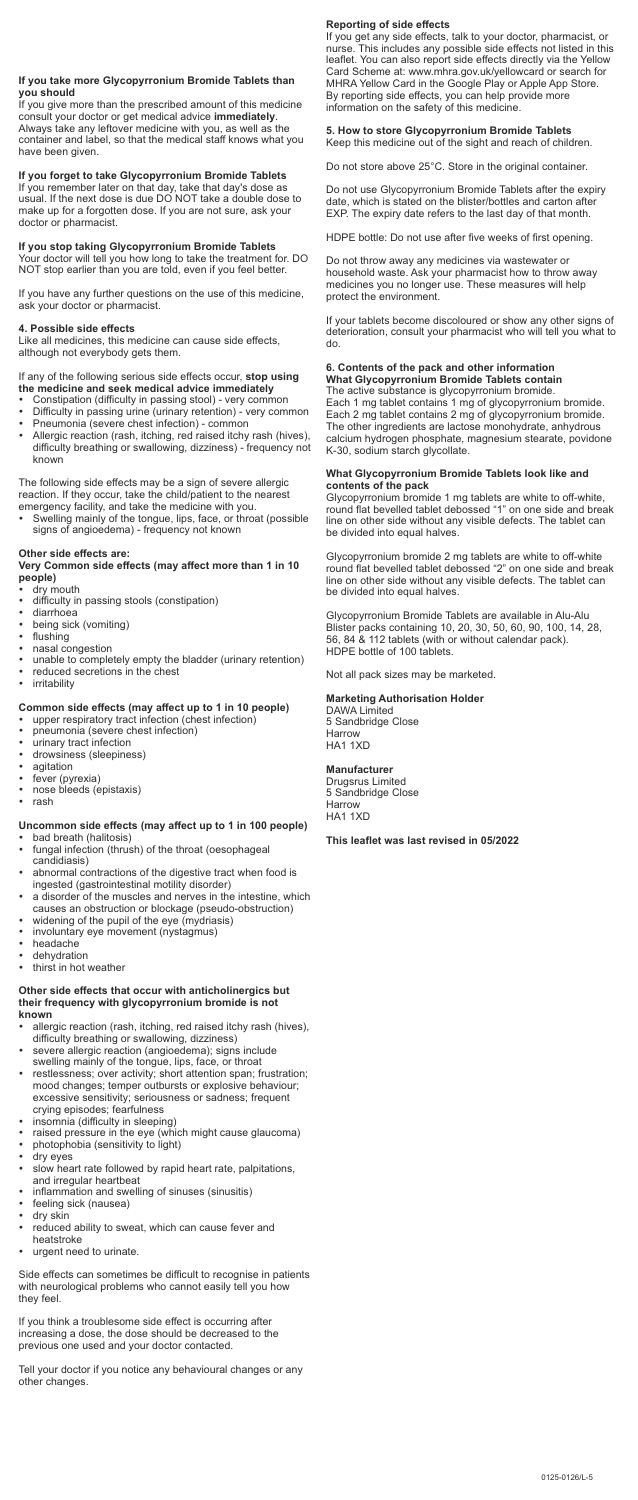### If you take more Glycopyrronium Bromide Tablets than you should

If you give more than the prescribed amount of this medicine consult your doctor or get medical advice **immediately**. Always take any leftover medicine with you, as well as the container and label, so that the medical staff knows what you have been given.

### If you forget to take Glycopyrronium Bromide Tablets

If you remember later on that day, take that day's dose as usual. If the next dose is due DO NOT take a double dose to make up for a forgotten dose. If you are not sure, ask your doctor or pharmacist.

### If you stop taking Glycopyrronium Bromide Tablets

Your doctor will tell you how long to take the treatment for. DO NOT stop earlier than you are told, even if you feel better.

If you have any further questions on the use of this medicine, ask your doctor or pharmacist.

## 4. Possible side effects

Like all medicines, this medicine can cause side effects, although not everybody gets them.

**If any of the following serious side effects occur, stop using the medicine and seek medical advice immediately**

- Constipation (difficulty in passing stool) - very common
- Difficulty in passing urine (urinary retention) - very common
- Pneumonia (severe chest infection) - common
- Allergic reaction (rash, itching, red raised itchy rash (hives), difficulty breathing or swallowing, dizziness) - frequency not known

The following side effects may be a sign of severe allergic reaction. If they occur, take the child/patient to the nearest emergency facility, and take the medicine with you.

- Swelling mainly of the tongue, lips, face, or throat (possible signs of angioedema) - frequency not known

### Other side effects are:

**Very Common side effects (may affect more than 1 in 10 people)**

- dry mouth
- difficulty in passing stools (constipation)
- diarrhoea
- being sick (vomiting)
- flushing
- nasal congestion
- unable to completely empty the bladder (urinary retention)
- reduced secretions in the chest
- irritability

**Common side effects (may affect up to 1 in 10 people)**

- upper respiratory tract infection (chest infection)
- pneumonia (severe chest infection)
- urinary tract infection
- drowsiness (sleepiness)
- agitation
- fever (pyrexia)
- nose bleeds (epistaxis)
- rash

**Uncommon side effects (may affect up to 1 in 100 people)**

- bad breath (halitosis)
- fungal infection (thrush) of the throat (oesophageal candidiasis)
- abnormal contractions of the digestive tract when food is ingested (gastrointestinal motility disorder)
- a disorder of the muscles and nerves in the intestine, which causes an obstruction or blockage (pseudo-obstruction)
- widening of the pupil of the eye (mydriasis)
- involuntary eye movement (nystagmus)
- headache
- dehydration
- thirst in hot weather

**Other side effects that occur with anticholinergics but their frequency with glycopyrronium bromide is not known**

- allergic reaction (rash, itching, red raised itchy rash (hives), difficulty breathing or swallowing, dizziness)
- severe allergic reaction (angioedema); signs include swelling mainly of the tongue, lips, face, or throat
- restlessness; over activity; short attention span; frustration; mood changes; temper outbursts or explosive behaviour; excessive sensitivity; seriousness or sadness; frequent crying episodes; fearfulness
- insomnia (difficulty in sleeping)
- raised pressure in the eye (which might cause glaucoma)
- photophobia (sensitivity to light)
- dry eyes
- slow heart rate followed by rapid heart rate, palpitations, and irregular heartbeat
- inflammation and swelling of sinuses (sinusitis)
- feeling sick (nausea)
- dry skin
- reduced ability to sweat, which can cause fever and heatstroke
- urgent need to urinate.

Side effects can sometimes be difficult to recognise in patients with neurological problems who cannot easily tell you how they feel.

If you think a troublesome side effect is occurring after increasing a dose, the dose should be decreased to the previous one used and your doctor contacted.

Tell your doctor if you notice any behavioural changes or any other changes.

### Reporting of side effects

If you get any side effects, talk to your doctor, pharmacist, or nurse. This includes any possible side effects not listed in this leaflet. You can also report side effects directly via the Yellow Card Scheme at: www.mhra.gov.uk/yellowcard or search for MHRA Yellow Card in the Google Play or Apple App Store. By reporting side effects, you can help provide more information on the safety of this medicine.

## 5. How to store Glycopyrronium Bromide Tablets

Keep this medicine out of the sight and reach of children.

Do not store above 25°C. Store in the original container.

Do not use Glycopyrronium Bromide Tablets after the expiry date, which is stated on the blister/bottles and carton after EXP. The expiry date refers to the last day of that month.

HDPE bottle: Do not use after five weeks of first opening.

Do not throw away any medicines via wastewater or household waste. Ask your pharmacist how to throw away medicines you no longer use. These measures will help protect the environment.

If your tablets become discoloured or show any other signs of deterioration, consult your pharmacist who will tell you what to do.

## 6. Contents of the pack and other information

### What Glycopyrronium Bromide Tablets contain

The active substance is glycopyrronium bromide.
Each 1 mg tablet contains 1 mg of glycopyrronium bromide.
Each 2 mg tablet contains 2 mg of glycopyrronium bromide.
The other ingredients are lactose monohydrate, anhydrous calcium hydrogen phosphate, magnesium stearate, povidone K-30, sodium starch glycollate.

### What Glycopyrronium Bromide Tablets look like and contents of the pack

Glycopyrronium bromide 1 mg tablets are white to off-white, round flat bevelled tablet debossed "1" on one side and break line on other side without any visible defects. The tablet can be divided into equal halves.

Glycopyrronium bromide 2 mg tablets are white to off-white round flat bevelled tablet debossed "2" on one side and break line on other side without any visible defects. The tablet can be divided into equal halves.

Glycopyrronium Bromide Tablets are available in Alu-Alu Blister packs containing 10, 20, 30, 50, 60, 90, 100, 14, 28, 56, 84 & 112 tablets (with or without calendar pack).
HDPE bottle of 100 tablets.

Not all pack sizes may be marketed.

### Marketing Authorisation Holder

DAWA Limited
5 Sandbridge Close
Harrow
HA1 1XD

### Manufacturer

Drugsrus Limited
5 Sandbridge Close
Harrow
HA1 1XD

**This leaflet was last revised in 05/2022**

0125-0126/L-5